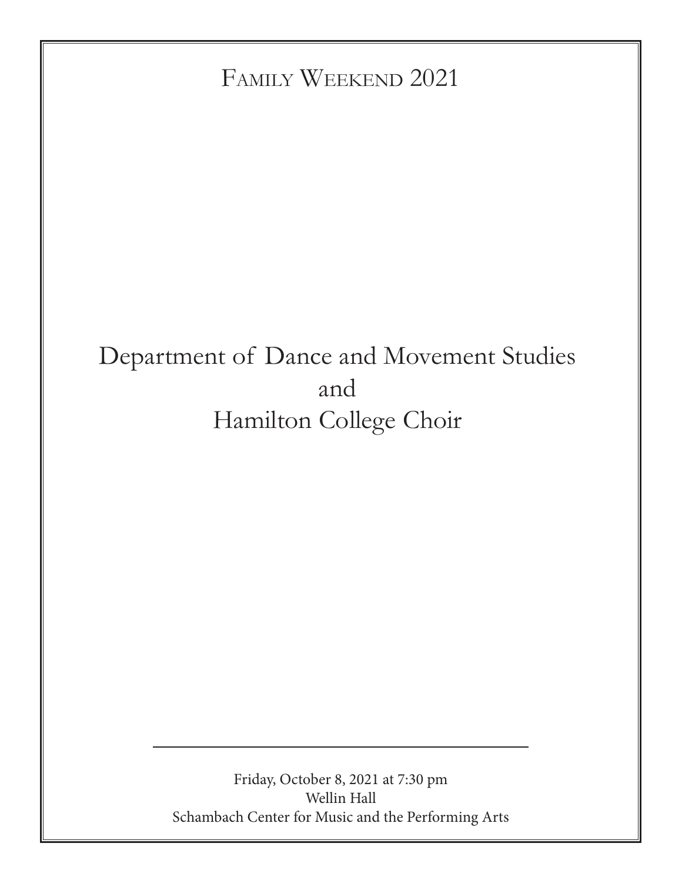Family Weekend 2021

# Department of Dance and Movement Studies
# and
# Hamilton College Choir

---

Friday, October 8, 2021 at 7:30 pm
Wellin Hall
Schambach Center for Music and the Performing Arts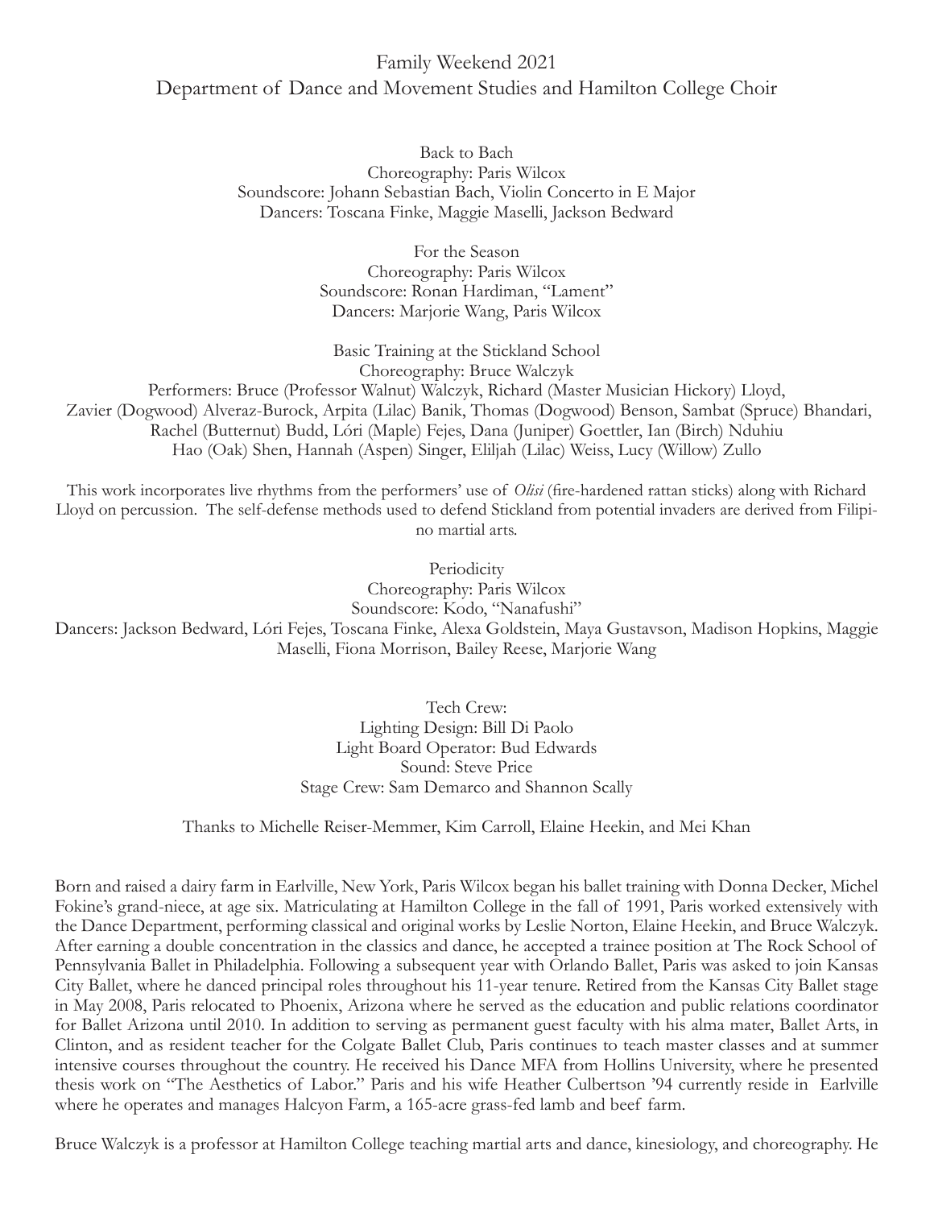# Family Weekend 2021

## Department of Dance and Movement Studies and Hamilton College Choir

Back to Bach
Choreography: Paris Wilcox
Soundscore: Johann Sebastian Bach, Violin Concerto in E Major
Dancers: Toscana Finke, Maggie Maselli, Jackson Bedward

For the Season
Choreography: Paris Wilcox
Soundscore: Ronan Hardiman, "Lament"
Dancers: Marjorie Wang, Paris Wilcox

Basic Training at the Stickland School
Choreography: Bruce Walczyk
Performers: Bruce (Professor Walnut) Walczyk, Richard (Master Musician Hickory) Lloyd, Zavier (Dogwood) Alveraz-Burock, Arpita (Lilac) Banik, Thomas (Dogwood) Benson, Sambat (Spruce) Bhandari, Rachel (Butternut) Budd, Lóri (Maple) Fejes, Dana (Juniper) Goettler, Ian (Birch) Nduhiu Hao (Oak) Shen, Hannah (Aspen) Singer, Eliljah (Lilac) Weiss, Lucy (Willow) Zullo

This work incorporates live rhythms from the performers' use of *Olisi* (fire-hardened rattan sticks) along with Richard Lloyd on percussion. The self-defense methods used to defend Stickland from potential invaders are derived from Filipino martial arts.

Periodicity
Choreography: Paris Wilcox
Soundscore: Kodo, "Nanafushi"
Dancers: Jackson Bedward, Lóri Fejes, Toscana Finke, Alexa Goldstein, Maya Gustavson, Madison Hopkins, Maggie Maselli, Fiona Morrison, Bailey Reese, Marjorie Wang

Tech Crew:
Lighting Design: Bill Di Paolo
Light Board Operator: Bud Edwards
Sound: Steve Price
Stage Crew: Sam Demarco and Shannon Scally

Thanks to Michelle Reiser-Memmer, Kim Carroll, Elaine Heekin, and Mei Khan

Born and raised a dairy farm in Earlville, New York, Paris Wilcox began his ballet training with Donna Decker, Michel Fokine's grand-niece, at age six. Matriculating at Hamilton College in the fall of 1991, Paris worked extensively with the Dance Department, performing classical and original works by Leslie Norton, Elaine Heekin, and Bruce Walczyk. After earning a double concentration in the classics and dance, he accepted a trainee position at The Rock School of Pennsylvania Ballet in Philadelphia. Following a subsequent year with Orlando Ballet, Paris was asked to join Kansas City Ballet, where he danced principal roles throughout his 11-year tenure. Retired from the Kansas City Ballet stage in May 2008, Paris relocated to Phoenix, Arizona where he served as the education and public relations coordinator for Ballet Arizona until 2010. In addition to serving as permanent guest faculty with his alma mater, Ballet Arts, in Clinton, and as resident teacher for the Colgate Ballet Club, Paris continues to teach master classes and at summer intensive courses throughout the country. He received his Dance MFA from Hollins University, where he presented thesis work on "The Aesthetics of Labor." Paris and his wife Heather Culbertson '94 currently reside in Earlville where he operates and manages Halcyon Farm, a 165-acre grass-fed lamb and beef farm.

Bruce Walczyk is a professor at Hamilton College teaching martial arts and dance, kinesiology, and choreography. He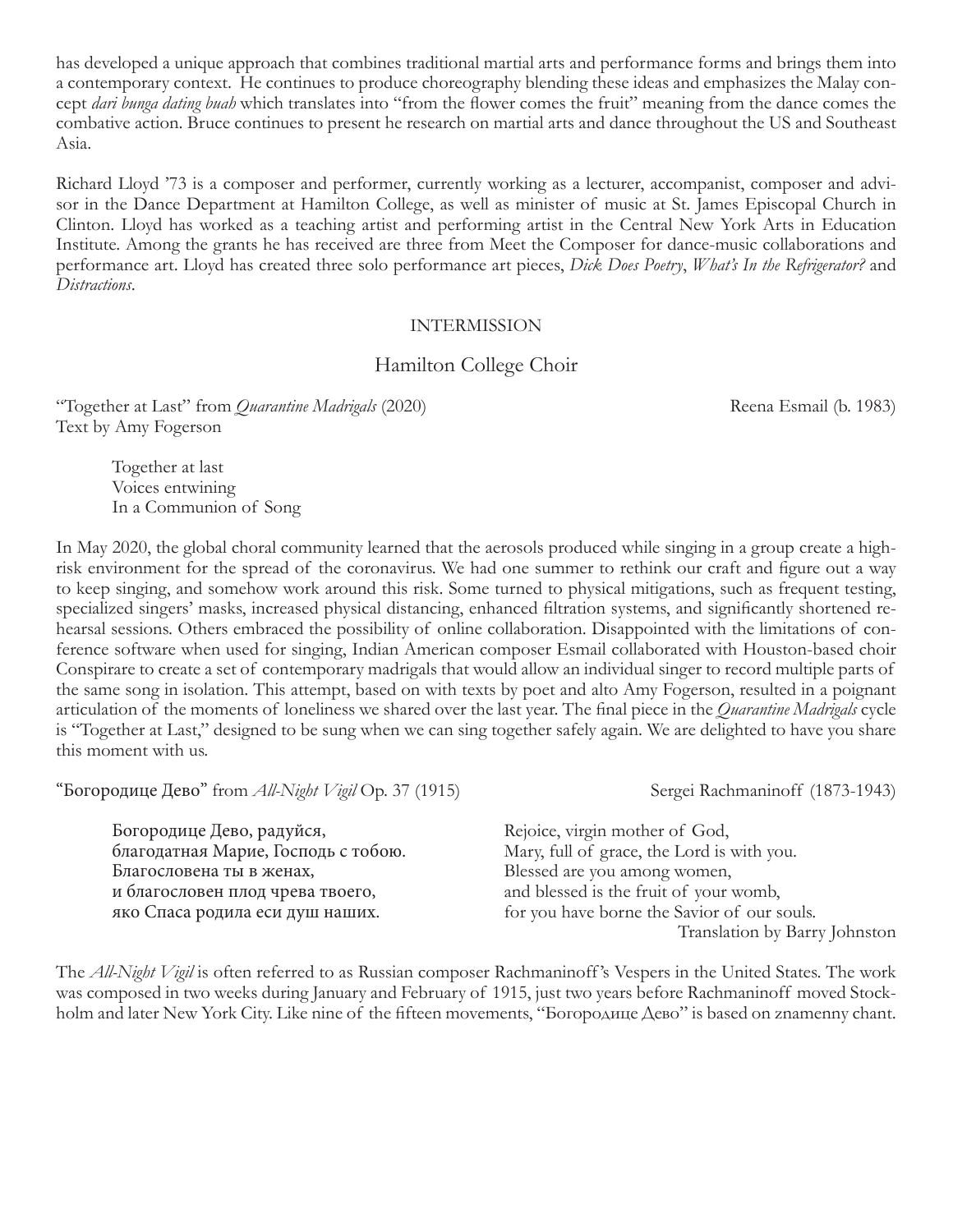has developed a unique approach that combines traditional martial arts and performance forms and brings them into a contemporary context. He continues to produce choreography blending these ideas and emphasizes the Malay concept *dari bunga dating buah* which translates into "from the flower comes the fruit" meaning from the dance comes the combative action. Bruce continues to present he research on martial arts and dance throughout the US and Southeast Asia.

Richard Lloyd '73 is a composer and performer, currently working as a lecturer, accompanist, composer and advisor in the Dance Department at Hamilton College, as well as minister of music at St. James Episcopal Church in Clinton. Lloyd has worked as a teaching artist and performing artist in the Central New York Arts in Education Institute. Among the grants he has received are three from Meet the Composer for dance-music collaborations and performance art. Lloyd has created three solo performance art pieces, *Dick Does Poetry*, *What's In the Refrigerator?* and *Distractions*.

INTERMISSION

## Hamilton College Choir

"Together at Last" from *Quarantine Madrigals* (2020) — Reena Esmail (b. 1983)
Text by Amy Fogerson

> Together at last
> Voices entwining
> In a Communion of Song

In May 2020, the global choral community learned that the aerosols produced while singing in a group create a high-risk environment for the spread of the coronavirus. We had one summer to rethink our craft and figure out a way to keep singing, and somehow work around this risk. Some turned to physical mitigations, such as frequent testing, specialized singers' masks, increased physical distancing, enhanced filtration systems, and significantly shortened rehearsal sessions. Others embraced the possibility of online collaboration. Disappointed with the limitations of conference software when used for singing, Indian American composer Esmail collaborated with Houston-based choir Conspirare to create a set of contemporary madrigals that would allow an individual singer to record multiple parts of the same song in isolation. This attempt, based on with texts by poet and alto Amy Fogerson, resulted in a poignant articulation of the moments of loneliness we shared over the last year. The final piece in the *Quarantine Madrigals* cycle is "Together at Last," designed to be sung when we can sing together safely again. We are delighted to have you share this moment with us.

"Богородице Дево" from *All-Night Vigil* Op. 37 (1915) — Sergei Rachmaninoff (1873-1943)

> Богородице Дево, радуйся,
> благодатная Марие, Господь с тобою.
> Благословена ты в женах,
> и благословен плод чрева твоего,
> яко Спаса родила еси душ наших.

> Rejoice, virgin mother of God,
> Mary, full of grace, the Lord is with you.
> Blessed are you among women,
> and blessed is the fruit of your womb,
> for you have borne the Savior of our souls.

Translation by Barry Johnston

The *All-Night Vigil* is often referred to as Russian composer Rachmaninoff's Vespers in the United States. The work was composed in two weeks during January and February of 1915, just two years before Rachmaninoff moved Stockholm and later New York City. Like nine of the fifteen movements, "Богородице Дево" is based on znamenny chant.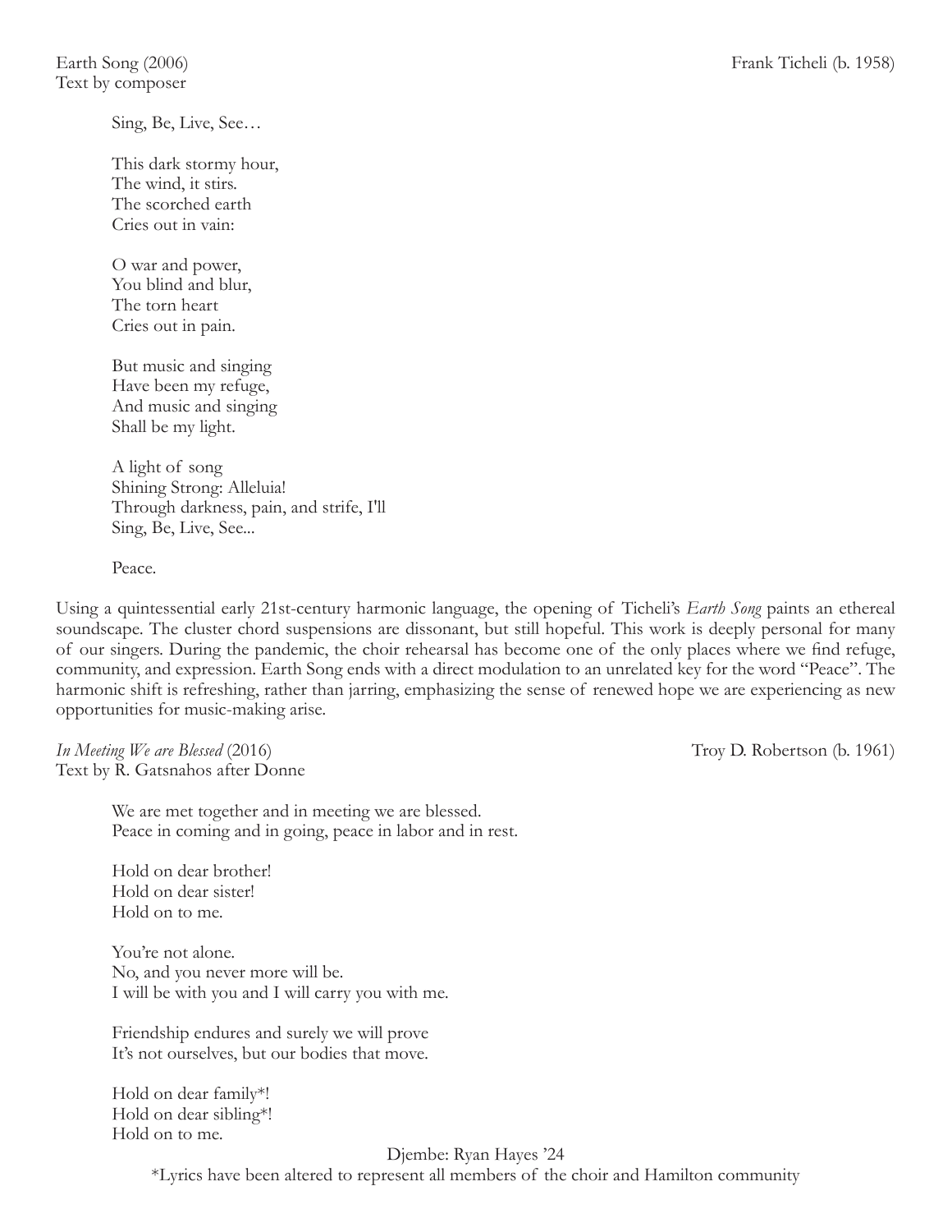Earth Song (2006) Frank Ticheli (b. 1958)
Text by composer

Sing, Be, Live, See…

This dark stormy hour,
The wind, it stirs.
The scorched earth
Cries out in vain:

O war and power,
You blind and blur,
The torn heart
Cries out in pain.

But music and singing
Have been my refuge,
And music and singing
Shall be my light.

A light of song
Shining Strong: Alleluia!
Through darkness, pain, and strife, I'll
Sing, Be, Live, See...

Peace.

Using a quintessential early 21st-century harmonic language, the opening of Ticheli's *Earth Song* paints an ethereal soundscape. The cluster chord suspensions are dissonant, but still hopeful. This work is deeply personal for many of our singers. During the pandemic, the choir rehearsal has become one of the only places where we find refuge, community, and expression. Earth Song ends with a direct modulation to an unrelated key for the word "Peace". The harmonic shift is refreshing, rather than jarring, emphasizing the sense of renewed hope we are experiencing as new opportunities for music-making arise.

*In Meeting We are Blessed* (2016) Troy D. Robertson (b. 1961)
Text by R. Gatsnahos after Donne

We are met together and in meeting we are blessed.
Peace in coming and in going, peace in labor and in rest.

Hold on dear brother!
Hold on dear sister!
Hold on to me.

You're not alone.
No, and you never more will be.
I will be with you and I will carry you with me.

Friendship endures and surely we will prove
It's not ourselves, but our bodies that move.

Hold on dear family*!
Hold on dear sibling*!
Hold on to me.

Djembe: Ryan Hayes '24

*Lyrics have been altered to represent all members of the choir and Hamilton community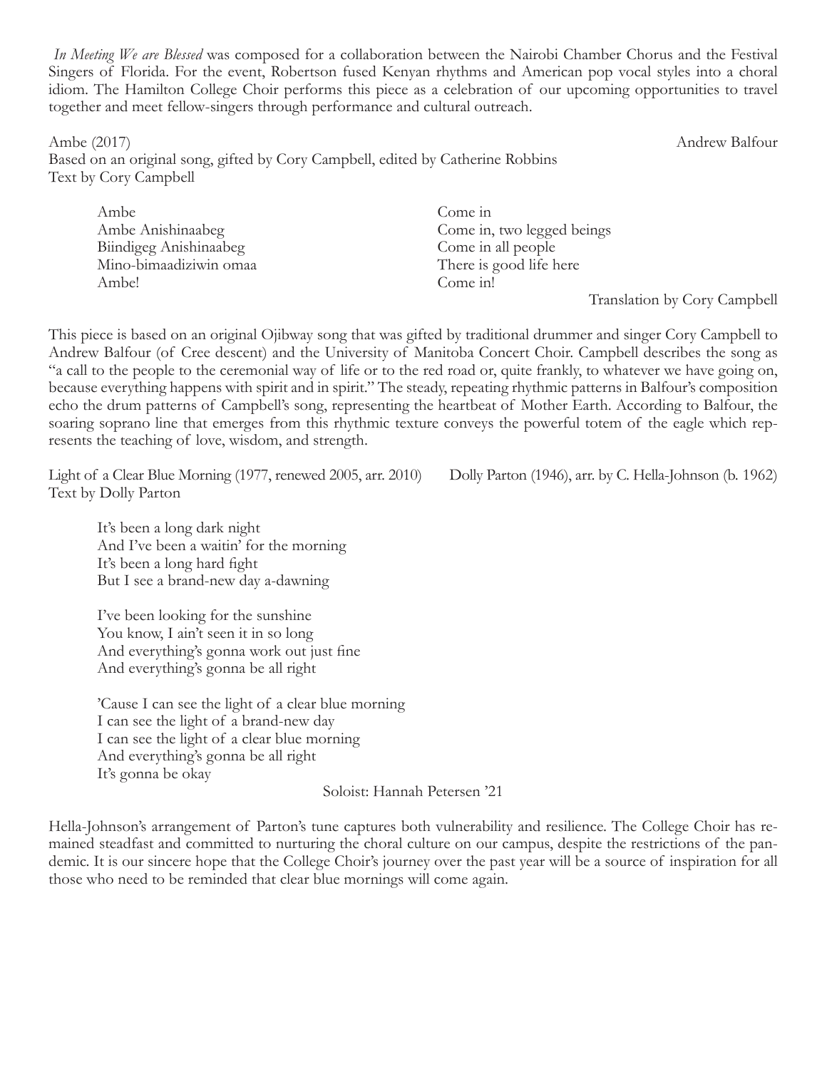*In Meeting We are Blessed* was composed for a collaboration between the Nairobi Chamber Chorus and the Festival Singers of Florida. For the event, Robertson fused Kenyan rhythms and American pop vocal styles into a choral idiom. The Hamilton College Choir performs this piece as a celebration of our upcoming opportunities to travel together and meet fellow-singers through performance and cultural outreach.

Ambe (2017) — Andrew Balfour
Based on an original song, gifted by Cory Campbell, edited by Catherine Robbins
Text by Cory Campbell

| | |
|---|---|
| Ambe | Come in |
| Ambe Anishinaabeg | Come in, two legged beings |
| Biindigeg Anishinaabeg | Come in all people |
| Mino-bimaadiziwin omaa | There is good life here |
| Ambe! | Come in! |

Translation by Cory Campbell

This piece is based on an original Ojibway song that was gifted by traditional drummer and singer Cory Campbell to Andrew Balfour (of Cree descent) and the University of Manitoba Concert Choir. Campbell describes the song as "a call to the people to the ceremonial way of life or to the red road or, quite frankly, to whatever we have going on, because everything happens with spirit and in spirit." The steady, repeating rhythmic patterns in Balfour's composition echo the drum patterns of Campbell's song, representing the heartbeat of Mother Earth. According to Balfour, the soaring soprano line that emerges from this rhythmic texture conveys the powerful totem of the eagle which represents the teaching of love, wisdom, and strength.

Light of a Clear Blue Morning (1977, renewed 2005, arr. 2010) — Dolly Parton (1946), arr. by C. Hella-Johnson (b. 1962)
Text by Dolly Parton

It's been a long dark night
And I've been a waitin' for the morning
It's been a long hard fight
But I see a brand-new day a-dawning

I've been looking for the sunshine
You know, I ain't seen it in so long
And everything's gonna work out just fine
And everything's gonna be all right

'Cause I can see the light of a clear blue morning
I can see the light of a brand-new day
I can see the light of a clear blue morning
And everything's gonna be all right
It's gonna be okay

Soloist: Hannah Petersen '21

Hella-Johnson's arrangement of Parton's tune captures both vulnerability and resilience. The College Choir has remained steadfast and committed to nurturing the choral culture on our campus, despite the restrictions of the pandemic. It is our sincere hope that the College Choir's journey over the past year will be a source of inspiration for all those who need to be reminded that clear blue mornings will come again.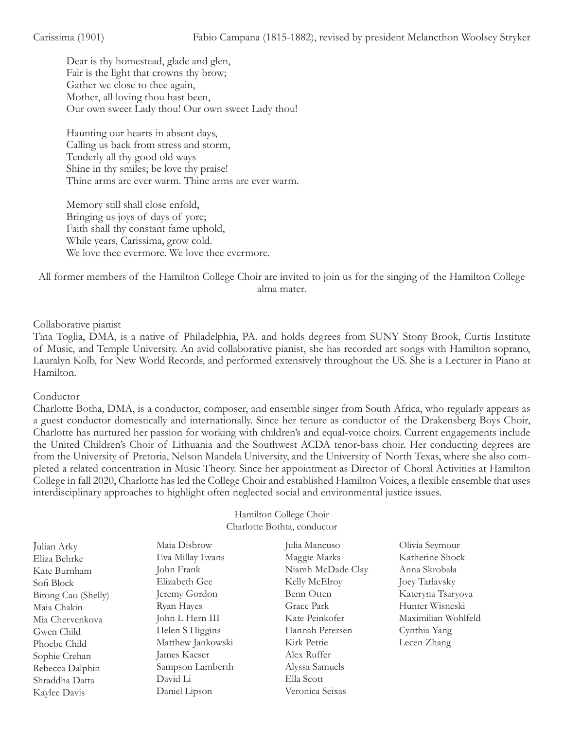Carissima (1901) Fabio Campana (1815-1882), revised by president Melancthon Woolsey Stryker

Dear is thy homestead, glade and glen,  
Fair is the light that crowns thy brow;  
Gather we close to thee again,  
Mother, all loving thou hast been,  
Our own sweet Lady thou! Our own sweet Lady thou!

Haunting our hearts in absent days,  
Calling us back from stress and storm,  
Tenderly all thy good old ways  
Shine in thy smiles; be love thy praise!  
Thine arms are ever warm. Thine arms are ever warm.

Memory still shall close enfold,  
Bringing us joys of days of yore;  
Faith shall thy constant fame uphold,  
While years, Carissima, grow cold.  
We love thee evermore. We love thee evermore.

All former members of the Hamilton College Choir are invited to join us for the singing of the Hamilton College alma mater.

Collaborative pianist

Tina Toglia, DMA, is a native of Philadelphia, PA. and holds degrees from SUNY Stony Brook, Curtis Institute of Music, and Temple University. An avid collaborative pianist, she has recorded art songs with Hamilton soprano, Lauralyn Kolb, for New World Records, and performed extensively throughout the US. She is a Lecturer in Piano at Hamilton.

Conductor

Charlotte Botha, DMA, is a conductor, composer, and ensemble singer from South Africa, who regularly appears as a guest conductor domestically and internationally. Since her tenure as conductor of the Drakensberg Boys Choir, Charlotte has nurtured her passion for working with children's and equal-voice choirs. Current engagements include the United Children's Choir of Lithuania and the Southwest ACDA tenor-bass choir. Her conducting degrees are from the University of Pretoria, Nelson Mandela University, and the University of North Texas, where she also completed a related concentration in Music Theory. Since her appointment as Director of Choral Activities at Hamilton College in fall 2020, Charlotte has led the College Choir and established Hamilton Voices, a flexible ensemble that uses interdisciplinary approaches to highlight often neglected social and environmental justice issues.

Hamilton College Choir  
Charlotte Bothta, conductor

Julian Arky  
Eliza Behrke  
Kate Burnham  
Sofi Block  
Bitong Cao (Shelly)  
Maia Chakin  
Mia Chervenkova  
Gwen Child  
Phoebe Child  
Sophie Crehan  
Rebecca Dalphin  
Shraddha Datta  
Kaylee Davis  
Maia Disbrow  
Eva Millay Evans  
John Frank  
Elizabeth Gee  
Jeremy Gordon  
Ryan Hayes  
John L Hern III  
Helen S Higgins  
Matthew Jankowski  
James Kaeser  
Sampson Lamberth  
David Li  
Daniel Lipson  
Julia Mancuso  
Maggie Marks  
Niamh McDade Clay  
Kelly McElroy  
Benn Otten  
Grace Park  
Kate Peinkofer  
Hannah Petersen  
Kirk Petrie  
Alex Ruffer  
Alyssa Samuels  
Ella Scott  
Veronica Seixas  
Olivia Seymour  
Katherine Shock  
Anna Skrobala  
Joey Tarlavsky  
Kateryna Tsaryova  
Hunter Wisneski  
Maximilian Wohlfeld  
Cynthia Yang  
Lecen Zhang